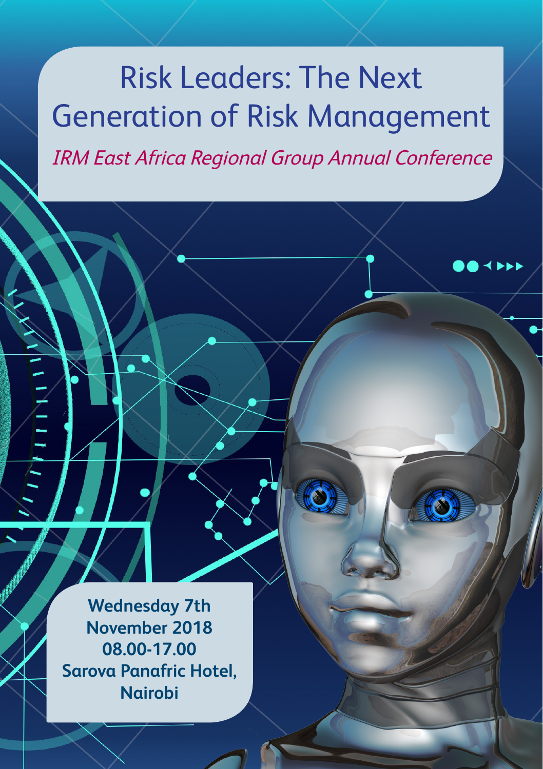# Risk Leaders: The Next Generation of Risk Management

*IRM East Africa Regional Group Annual Conference*

**Wednesday 7th November 2018**
**08.00-17.00**
**Sarova Panafric Hotel, Nairobi**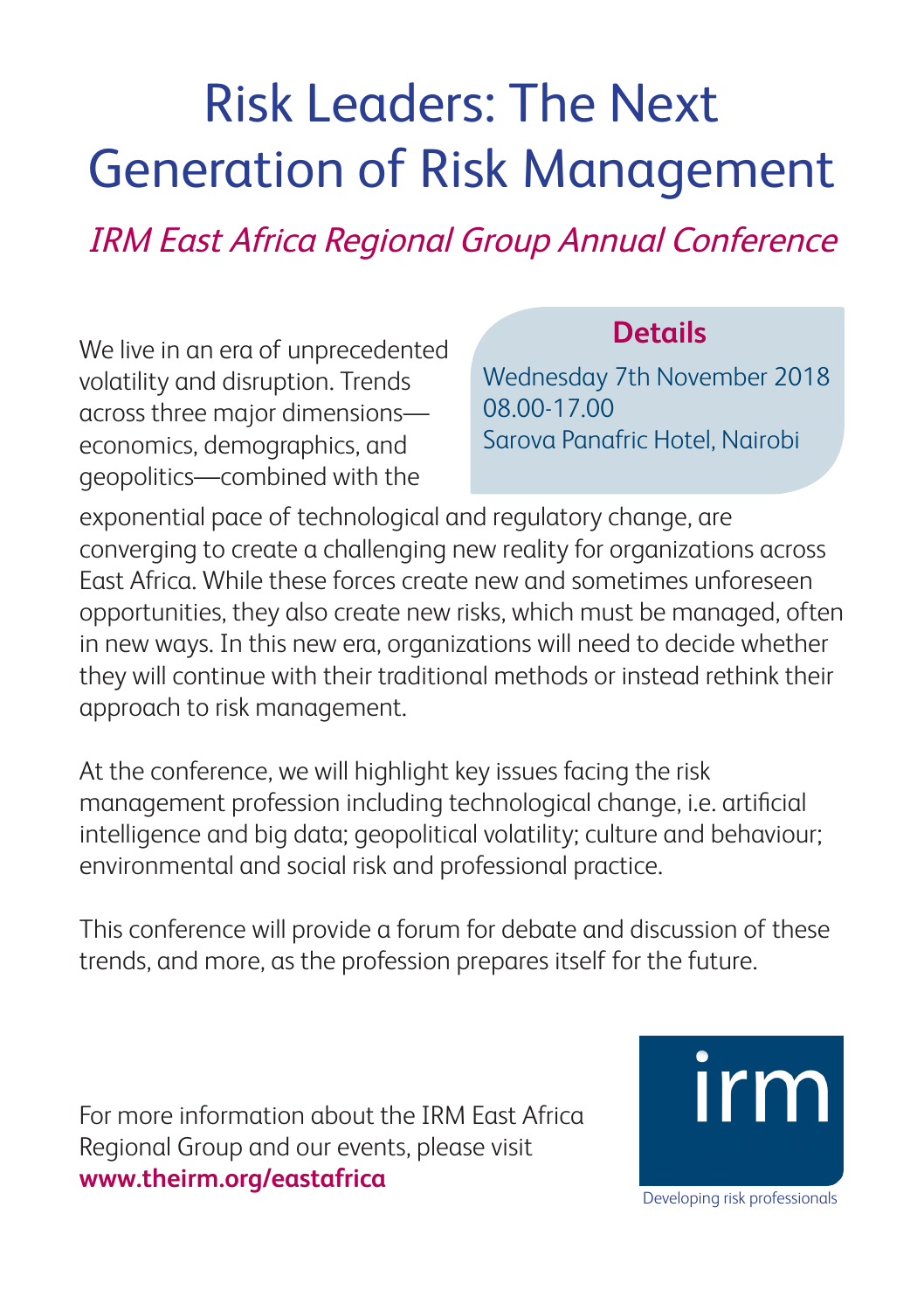# Risk Leaders: The Next Generation of Risk Management

*IRM East Africa Regional Group Annual Conference*

## Details

Wednesday 7th November 2018
08.00-17.00
Sarova Panafric Hotel, Nairobi

We live in an era of unprecedented volatility and disruption. Trends across three major dimensions—economics, demographics, and geopolitics—combined with the exponential pace of technological and regulatory change, are converging to create a challenging new reality for organizations across East Africa. While these forces create new and sometimes unforeseen opportunities, they also create new risks, which must be managed, often in new ways. In this new era, organizations will need to decide whether they will continue with their traditional methods or instead rethink their approach to risk management.

At the conference, we will highlight key issues facing the risk management profession including technological change, i.e. artificial intelligence and big data; geopolitical volatility; culture and behaviour; environmental and social risk and professional practice.

This conference will provide a forum for debate and discussion of these trends, and more, as the profession prepares itself for the future.

For more information about the IRM East Africa Regional Group and our events, please visit **www.theirm.org/eastafrica**

irm

Developing risk professionals